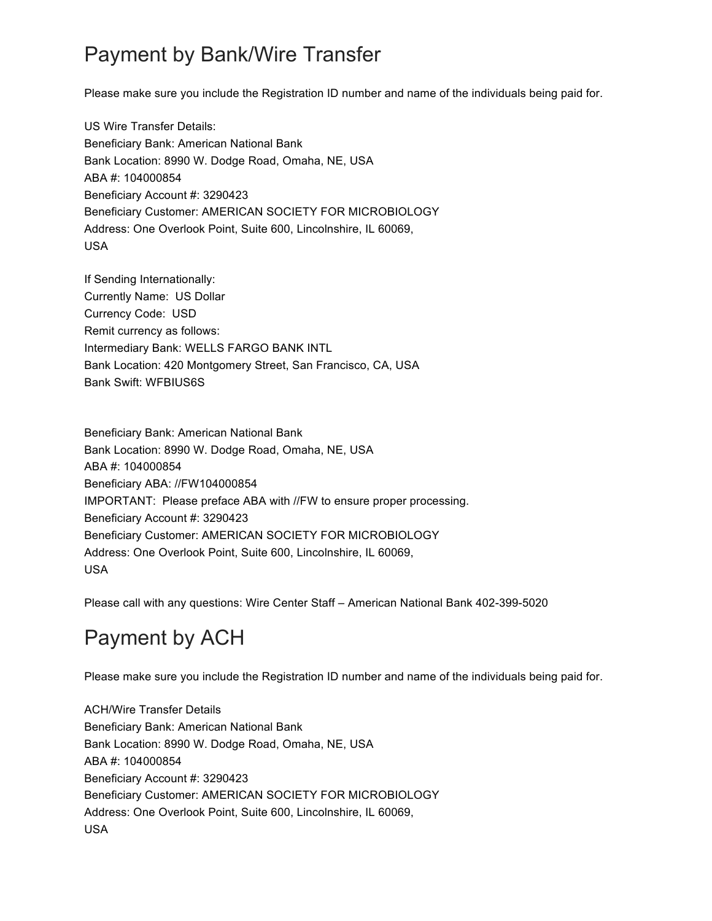# Payment by Bank/Wire Transfer

Please make sure you include the Registration ID number and name of the individuals being paid for.

US Wire Transfer Details:
Beneficiary Bank: American National Bank
Bank Location: 8990 W. Dodge Road, Omaha, NE, USA
ABA #: 104000854
Beneficiary Account #: 3290423
Beneficiary Customer: AMERICAN SOCIETY FOR MICROBIOLOGY
Address: One Overlook Point, Suite 600, Lincolnshire, IL 60069,
USA

If Sending Internationally:
Currently Name:  US Dollar
Currency Code:  USD
Remit currency as follows:
Intermediary Bank: WELLS FARGO BANK INTL
Bank Location: 420 Montgomery Street, San Francisco, CA, USA
Bank Swift: WFBIUS6S

Beneficiary Bank: American National Bank
Bank Location: 8990 W. Dodge Road, Omaha, NE, USA
ABA #: 104000854
Beneficiary ABA: //FW104000854
IMPORTANT:  Please preface ABA with //FW to ensure proper processing.
Beneficiary Account #: 3290423
Beneficiary Customer: AMERICAN SOCIETY FOR MICROBIOLOGY
Address: One Overlook Point, Suite 600, Lincolnshire, IL 60069,
USA

Please call with any questions: Wire Center Staff – American National Bank 402-399-5020

# Payment by ACH

Please make sure you include the Registration ID number and name of the individuals being paid for.

ACH/Wire Transfer Details
Beneficiary Bank: American National Bank
Bank Location: 8990 W. Dodge Road, Omaha, NE, USA
ABA #: 104000854
Beneficiary Account #: 3290423
Beneficiary Customer: AMERICAN SOCIETY FOR MICROBIOLOGY
Address: One Overlook Point, Suite 600, Lincolnshire, IL 60069,
USA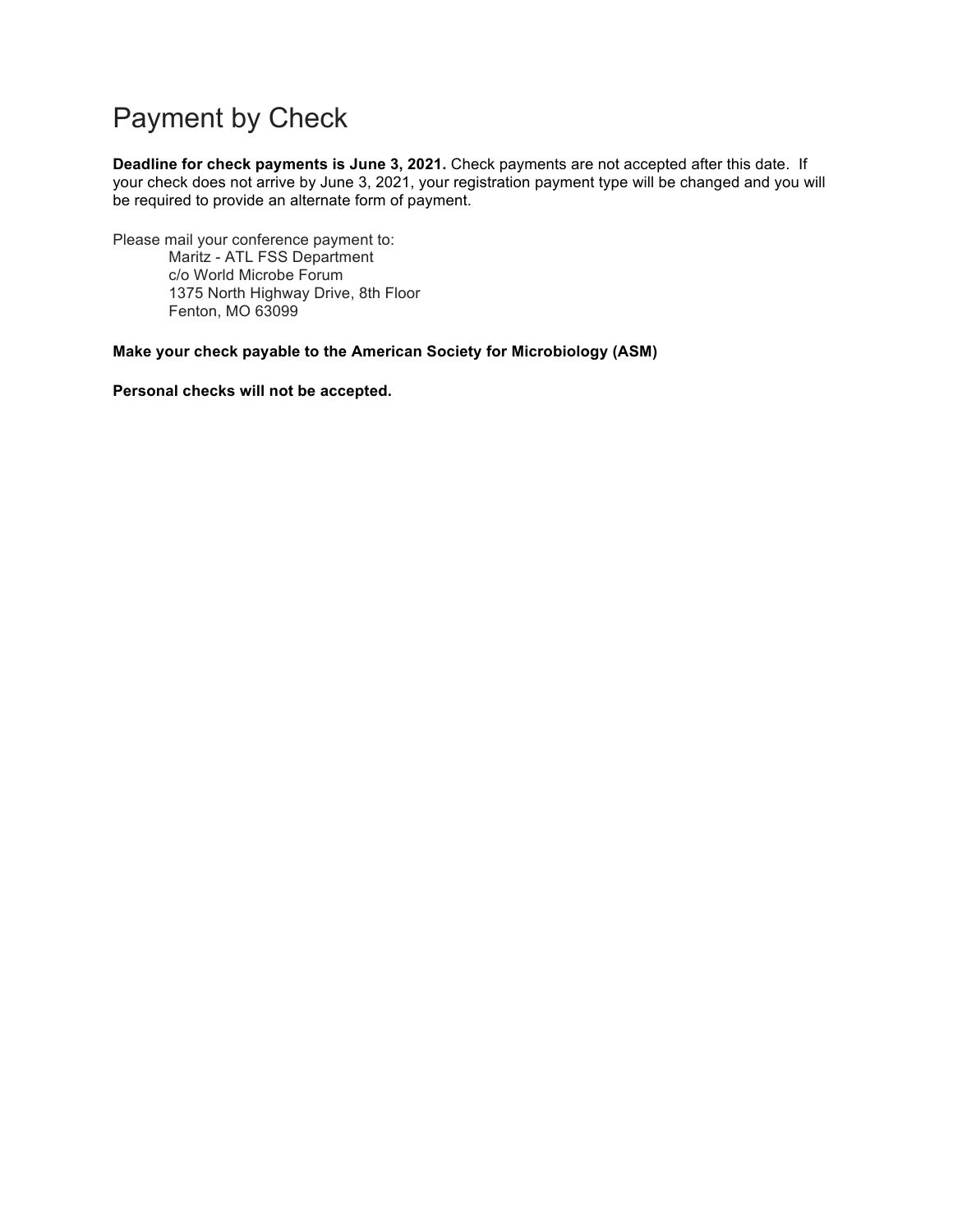# Payment by Check

**Deadline for check payments is June 3, 2021.** Check payments are not accepted after this date. If your check does not arrive by June 3, 2021, your registration payment type will be changed and you will be required to provide an alternate form of payment.

Please mail your conference payment to:

Maritz - ATL FSS Department
c/o World Microbe Forum
1375 North Highway Drive, 8th Floor
Fenton, MO 63099

**Make your check payable to the American Society for Microbiology (ASM)**

**Personal checks will not be accepted.**